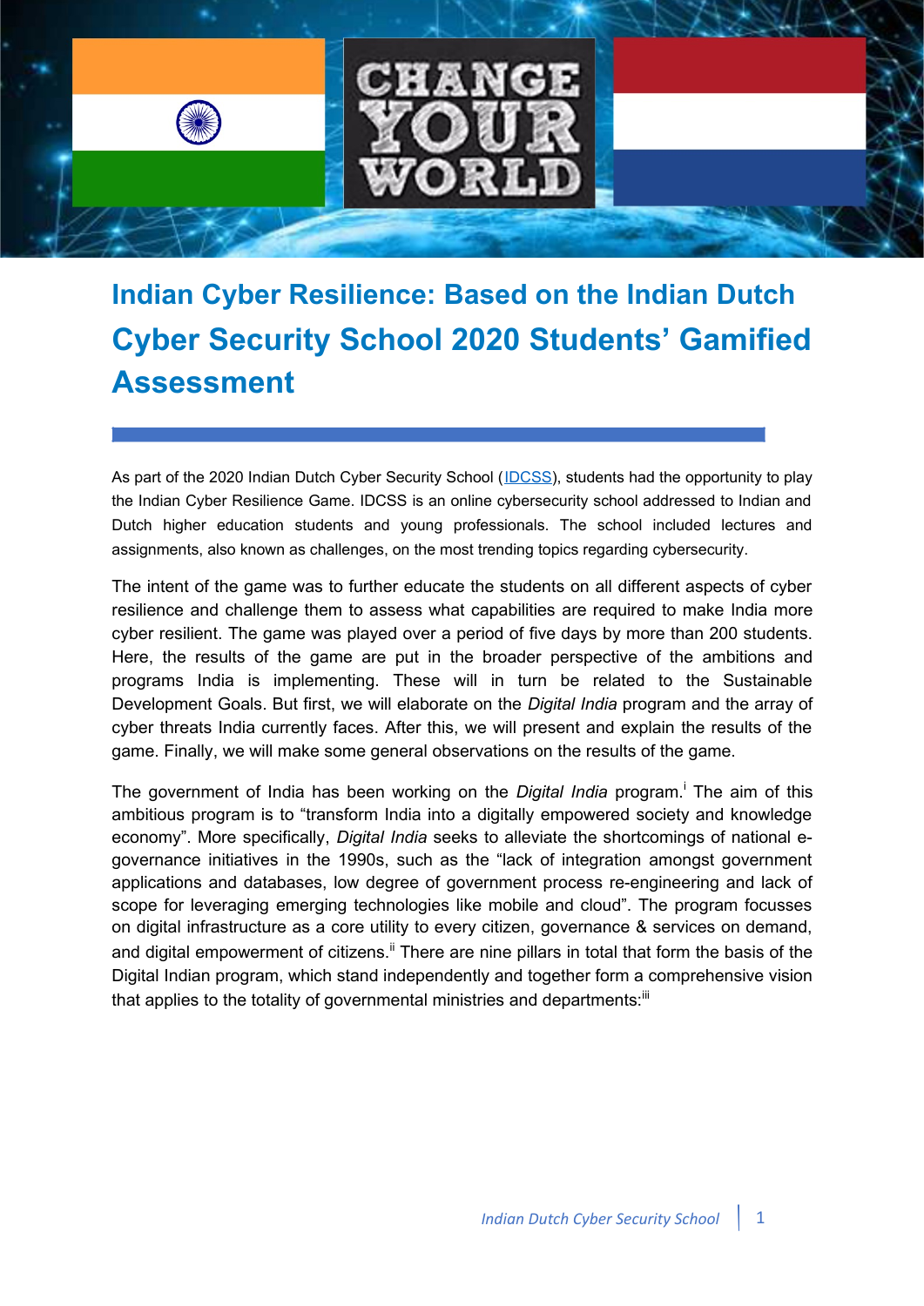# Indian Cyber Resilience: Based on the Indian Dutch Cyber Security School 2020 Students' Gamified Assessment

As part of the 2020 Indian Dutch Cyber Security School (IDCSS), students had the opportunity to play the Indian Cyber Resilience Game. IDCSS is an online cybersecurity school addressed to Indian and Dutch higher education students and young professionals. The school included lectures and assignments, also known as challenges, on the most trending topics regarding cybersecurity.

The intent of the game was to further educate the students on all different aspects of cyber resilience and challenge them to assess what capabilities are required to make India more cyber resilient. The game was played over a period of five days by more than 200 students. Here, the results of the game are put in the broader perspective of the ambitions and programs India is implementing. These will in turn be related to the Sustainable Development Goals. But first, we will elaborate on the *Digital India* program and the array of cyber threats India currently faces. After this, we will present and explain the results of the game. Finally, we will make some general observations on the results of the game.

The government of India has been working on the *Digital India* program.[i] The aim of this ambitious program is to "transform India into a digitally empowered society and knowledge economy". More specifically, *Digital India* seeks to alleviate the shortcomings of national e-governance initiatives in the 1990s, such as the "lack of integration amongst government applications and databases, low degree of government process re-engineering and lack of scope for leveraging emerging technologies like mobile and cloud". The program focusses on digital infrastructure as a core utility to every citizen, governance & services on demand, and digital empowerment of citizens.[ii] There are nine pillars in total that form the basis of the Digital Indian program, which stand independently and together form a comprehensive vision that applies to the totality of governmental ministries and departments:[iii]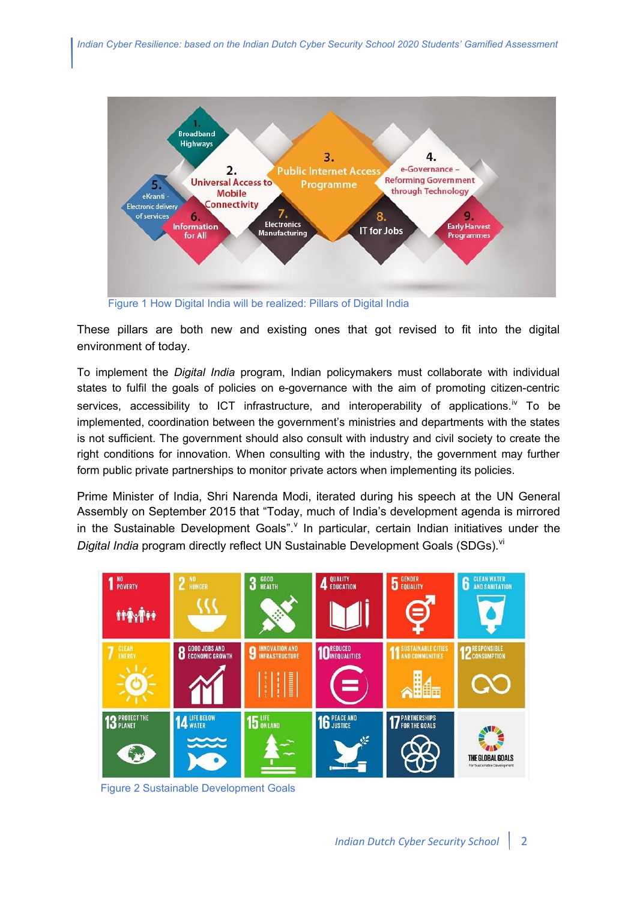Figure 1 How Digital India will be realized: Pillars of Digital India

These pillars are both new and existing ones that got revised to fit into the digital environment of today.

To implement the *Digital India* program, Indian policymakers must collaborate with individual states to fulfil the goals of policies on e-governance with the aim of promoting citizen-centric services, accessibility to ICT infrastructure, and interoperability of applications.[iv] To be implemented, coordination between the government's ministries and departments with the states is not sufficient. The government should also consult with industry and civil society to create the right conditions for innovation. When consulting with the industry, the government may further form public private partnerships to monitor private actors when implementing its policies.

Prime Minister of India, Shri Narenda Modi, iterated during his speech at the UN General Assembly on September 2015 that "Today, much of India's development agenda is mirrored in the Sustainable Development Goals".[v] In particular, certain Indian initiatives under the *Digital India* program directly reflect UN Sustainable Development Goals (SDGs).[vi]

Figure 2 Sustainable Development Goals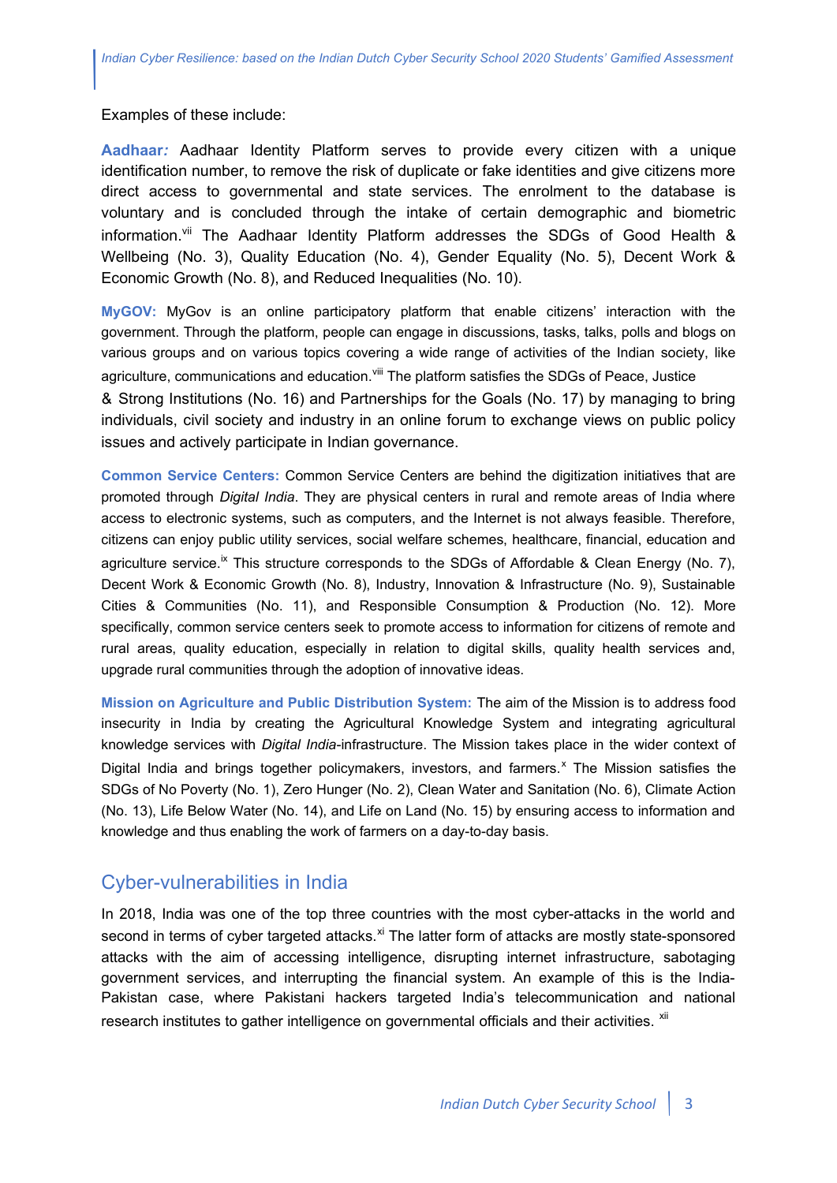Examples of these include:

**Aadhaar:** Aadhaar Identity Platform serves to provide every citizen with a unique identification number, to remove the risk of duplicate or fake identities and give citizens more direct access to governmental and state services. The enrolment to the database is voluntary and is concluded through the intake of certain demographic and biometric information.[vii] The Aadhaar Identity Platform addresses the SDGs of Good Health & Wellbeing (No. 3), Quality Education (No. 4), Gender Equality (No. 5), Decent Work & Economic Growth (No. 8), and Reduced Inequalities (No. 10).

**MyGOV:** MyGov is an online participatory platform that enable citizens' interaction with the government. Through the platform, people can engage in discussions, tasks, talks, polls and blogs on various groups and on various topics covering a wide range of activities of the Indian society, like agriculture, communications and education.[viii] The platform satisfies the SDGs of Peace, Justice & Strong Institutions (No. 16) and Partnerships for the Goals (No. 17) by managing to bring individuals, civil society and industry in an online forum to exchange views on public policy issues and actively participate in Indian governance.

**Common Service Centers:** Common Service Centers are behind the digitization initiatives that are promoted through *Digital India*. They are physical centers in rural and remote areas of India where access to electronic systems, such as computers, and the Internet is not always feasible. Therefore, citizens can enjoy public utility services, social welfare schemes, healthcare, financial, education and agriculture service.[ix] This structure corresponds to the SDGs of Affordable & Clean Energy (No. 7), Decent Work & Economic Growth (No. 8), Industry, Innovation & Infrastructure (No. 9), Sustainable Cities & Communities (No. 11), and Responsible Consumption & Production (No. 12). More specifically, common service centers seek to promote access to information for citizens of remote and rural areas, quality education, especially in relation to digital skills, quality health services and, upgrade rural communities through the adoption of innovative ideas.

**Mission on Agriculture and Public Distribution System:** The aim of the Mission is to address food insecurity in India by creating the Agricultural Knowledge System and integrating agricultural knowledge services with *Digital India*-infrastructure. The Mission takes place in the wider context of Digital India and brings together policymakers, investors, and farmers.[x] The Mission satisfies the SDGs of No Poverty (No. 1), Zero Hunger (No. 2), Clean Water and Sanitation (No. 6), Climate Action (No. 13), Life Below Water (No. 14), and Life on Land (No. 15) by ensuring access to information and knowledge and thus enabling the work of farmers on a day-to-day basis.

## Cyber-vulnerabilities in India

In 2018, India was one of the top three countries with the most cyber-attacks in the world and second in terms of cyber targeted attacks.[xi] The latter form of attacks are mostly state-sponsored attacks with the aim of accessing intelligence, disrupting internet infrastructure, sabotaging government services, and interrupting the financial system. An example of this is the India-Pakistan case, where Pakistani hackers targeted India's telecommunication and national research institutes to gather intelligence on governmental officials and their activities.[xii]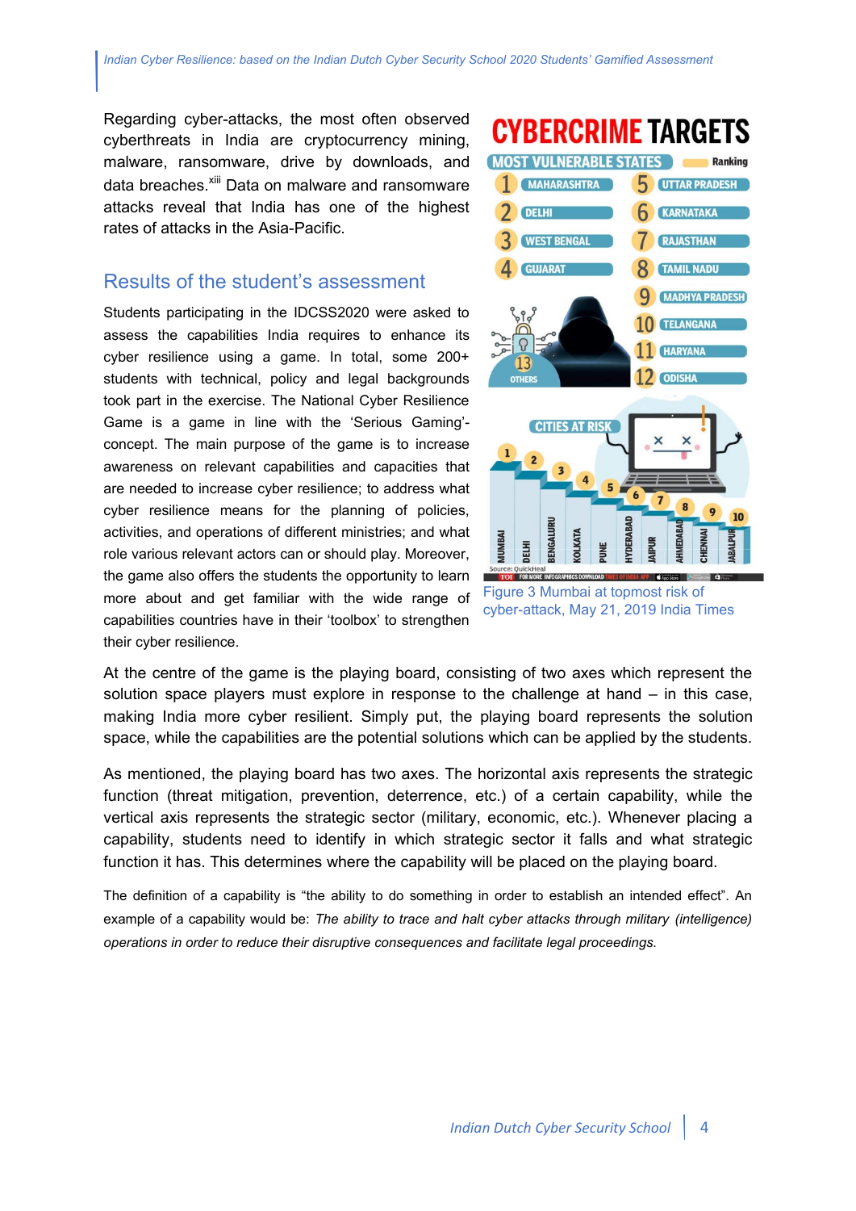Regarding cyber-attacks, the most often observed cyberthreats in India are cryptocurrency mining, malware, ransomware, drive by downloads, and data breaches.[xiii] Data on malware and ransomware attacks reveal that India has one of the highest rates of attacks in the Asia-Pacific.

Figure 3 Mumbai at topmost risk of cyber-attack, May 21, 2019 India Times

## Results of the student's assessment

Students participating in the IDCSS2020 were asked to assess the capabilities India requires to enhance its cyber resilience using a game. In total, some 200+ students with technical, policy and legal backgrounds took part in the exercise. The National Cyber Resilience Game is a game in line with the 'Serious Gaming'-concept. The main purpose of the game is to increase awareness on relevant capabilities and capacities that are needed to increase cyber resilience; to address what cyber resilience means for the planning of policies, activities, and operations of different ministries; and what role various relevant actors can or should play. Moreover, the game also offers the students the opportunity to learn more about and get familiar with the wide range of capabilities countries have in their 'toolbox' to strengthen their cyber resilience.

At the centre of the game is the playing board, consisting of two axes which represent the solution space players must explore in response to the challenge at hand – in this case, making India more cyber resilient. Simply put, the playing board represents the solution space, while the capabilities are the potential solutions which can be applied by the students.

As mentioned, the playing board has two axes. The horizontal axis represents the strategic function (threat mitigation, prevention, deterrence, etc.) of a certain capability, while the vertical axis represents the strategic sector (military, economic, etc.). Whenever placing a capability, students need to identify in which strategic sector it falls and what strategic function it has. This determines where the capability will be placed on the playing board.

The definition of a capability is "the ability to do something in order to establish an intended effect". An example of a capability would be: *The ability to trace and halt cyber attacks through military (intelligence) operations in order to reduce their disruptive consequences and facilitate legal proceedings.*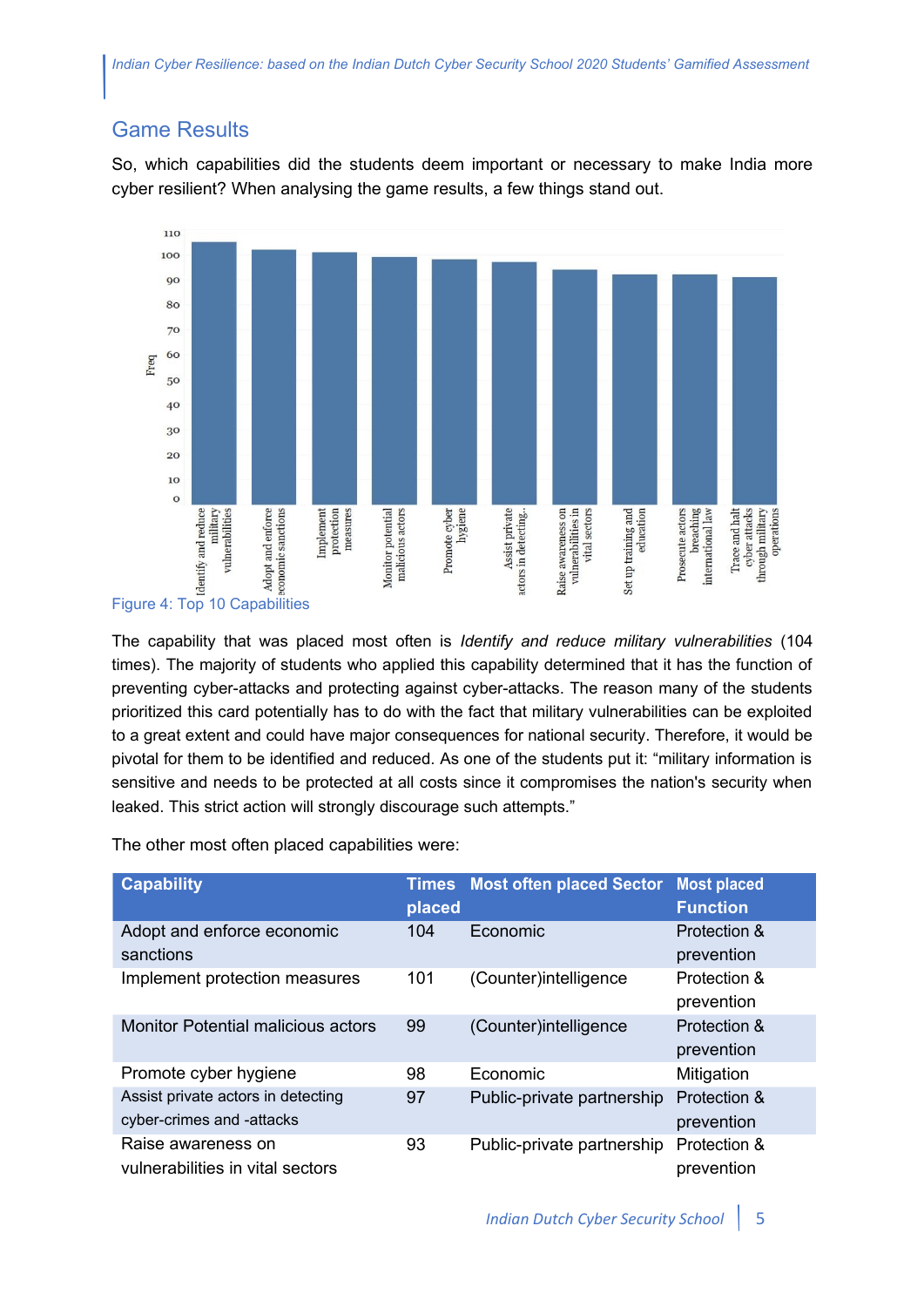## Game Results

So, which capabilities did the students deem important or necessary to make India more cyber resilient? When analysing the game results, a few things stand out.

Figure 4: Top 10 Capabilities

The capability that was placed most often is *Identify and reduce military vulnerabilities* (104 times). The majority of students who applied this capability determined that it has the function of preventing cyber-attacks and protecting against cyber-attacks. The reason many of the students prioritized this card potentially has to do with the fact that military vulnerabilities can be exploited to a great extent and could have major consequences for national security. Therefore, it would be pivotal for them to be identified and reduced. As one of the students put it: “military information is sensitive and needs to be protected at all costs since it compromises the nation's security when leaked. This strict action will strongly discourage such attempts.”

The other most often placed capabilities were:

| Capability | Times placed | Most often placed Sector | Most placed Function |
|---|---|---|---|
| Adopt and enforce economic sanctions | 104 | Economic | Protection & prevention |
| Implement protection measures | 101 | (Counter)intelligence | Protection & prevention |
| Monitor Potential malicious actors | 99 | (Counter)intelligence | Protection & prevention |
| Promote cyber hygiene | 98 | Economic | Mitigation |
| Assist private actors in detecting cyber-crimes and -attacks | 97 | Public-private partnership | Protection & prevention |
| Raise awareness on vulnerabilities in vital sectors | 93 | Public-private partnership | Protection & prevention |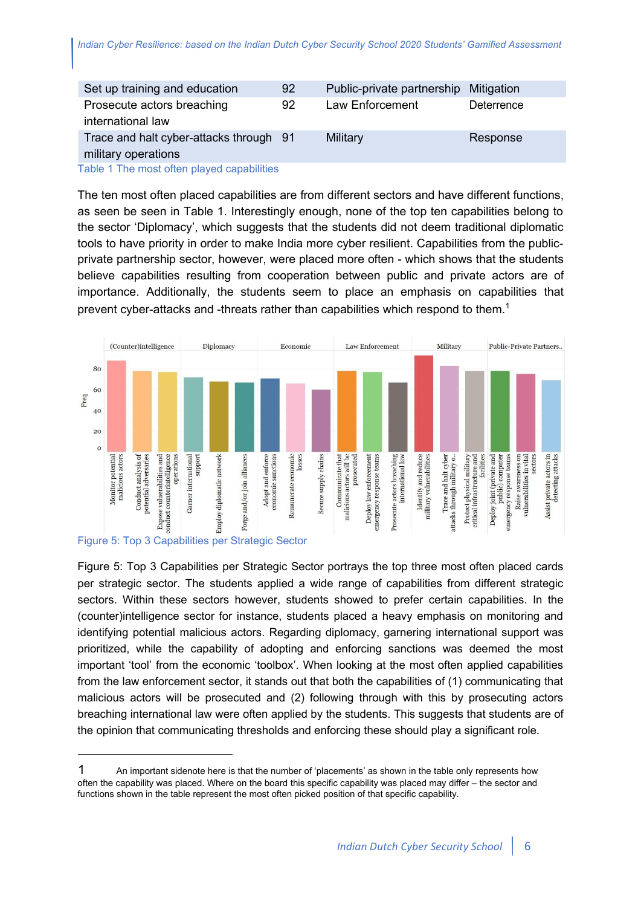| | | | |
|---|---|---|---|
| Set up training and education | 92 | Public-private partnership | Mitigation |
| Prosecute actors breaching international law | 92 | Law Enforcement | Deterrence |
| Trace and halt cyber-attacks through military operations | 91 | Military | Response |

Table 1 The most often played capabilities

The ten most often placed capabilities are from different sectors and have different functions, as seen be seen in Table 1. Interestingly enough, none of the top ten capabilities belong to the sector 'Diplomacy', which suggests that the students did not deem traditional diplomatic tools to have priority in order to make India more cyber resilient. Capabilities from the public-private partnership sector, however, were placed more often - which shows that the students believe capabilities resulting from cooperation between public and private actors are of importance. Additionally, the students seem to place an emphasis on capabilities that prevent cyber-attacks and -threats rather than capabilities which respond to them.[1]

Figure 5: Top 3 Capabilities per Strategic Sector

Figure 5: Top 3 Capabilities per Strategic Sector portrays the top three most often placed cards per strategic sector. The students applied a wide range of capabilities from different strategic sectors. Within these sectors however, students showed to prefer certain capabilities. In the (counter)intelligence sector for instance, students placed a heavy emphasis on monitoring and identifying potential malicious actors. Regarding diplomacy, garnering international support was prioritized, while the capability of adopting and enforcing sanctions was deemed the most important 'tool' from the economic 'toolbox'. When looking at the most often applied capabilities from the law enforcement sector, it stands out that both the capabilities of (1) communicating that malicious actors will be prosecuted and (2) following through with this by prosecuting actors breaching international law were often applied by the students. This suggests that students are of the opinion that communicating thresholds and enforcing these should play a significant role.

---

1 An important sidenote here is that the number of 'placements' as shown in the table only represents how often the capability was placed. Where on the board this specific capability was placed may differ – the sector and functions shown in the table represent the most often picked position of that specific capability.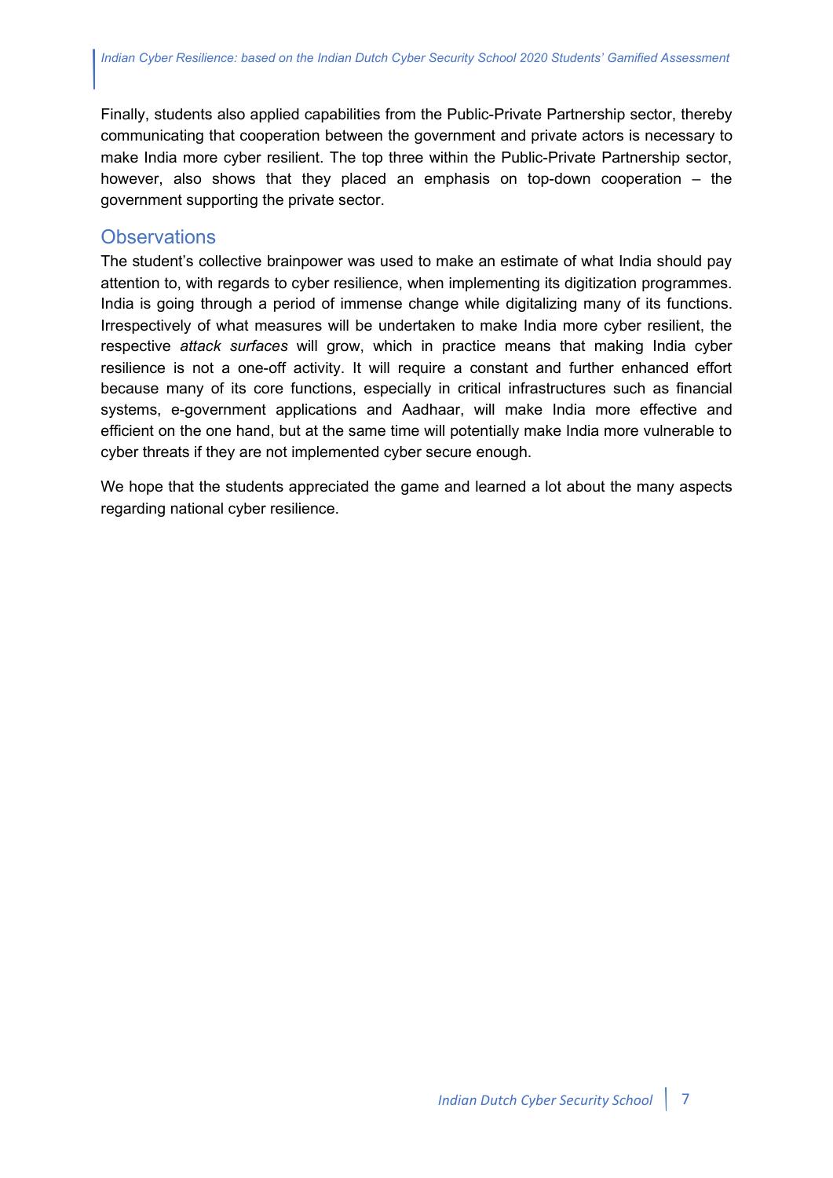Finally, students also applied capabilities from the Public-Private Partnership sector, thereby communicating that cooperation between the government and private actors is necessary to make India more cyber resilient. The top three within the Public-Private Partnership sector, however, also shows that they placed an emphasis on top-down cooperation – the government supporting the private sector.

## Observations

The student's collective brainpower was used to make an estimate of what India should pay attention to, with regards to cyber resilience, when implementing its digitization programmes. India is going through a period of immense change while digitalizing many of its functions. Irrespectively of what measures will be undertaken to make India more cyber resilient, the respective *attack surfaces* will grow, which in practice means that making India cyber resilience is not a one-off activity. It will require a constant and further enhanced effort because many of its core functions, especially in critical infrastructures such as financial systems, e-government applications and Aadhaar, will make India more effective and efficient on the one hand, but at the same time will potentially make India more vulnerable to cyber threats if they are not implemented cyber secure enough.

We hope that the students appreciated the game and learned a lot about the many aspects regarding national cyber resilience.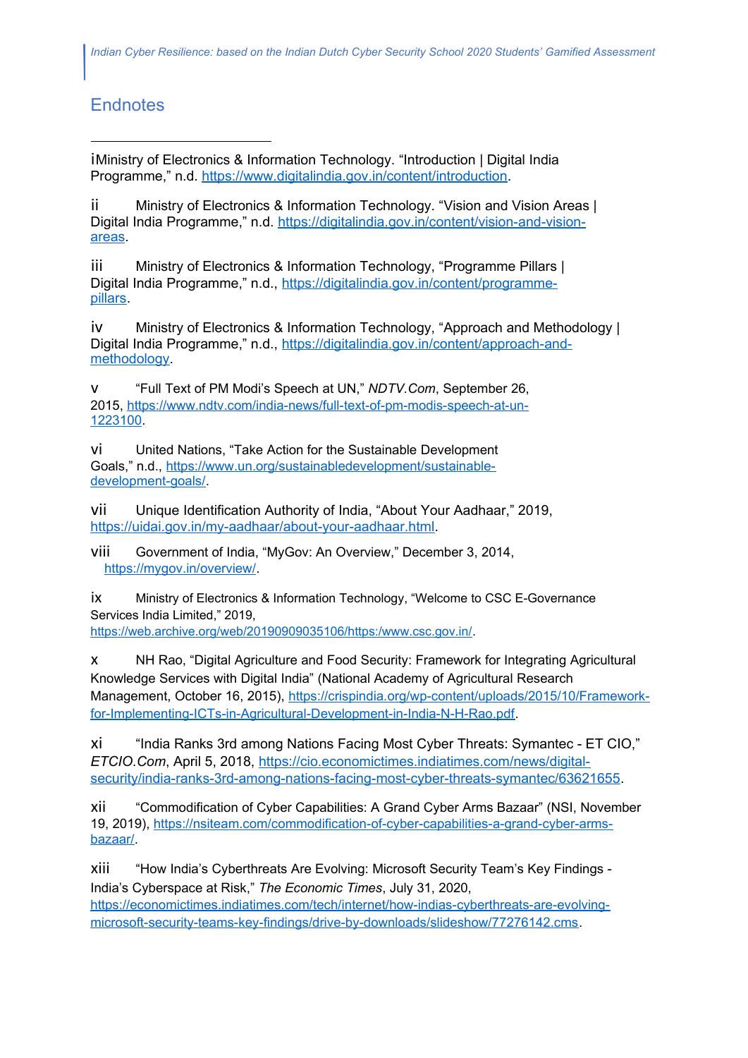## Endnotes

i Ministry of Electronics & Information Technology. "Introduction | Digital India Programme," n.d. https://www.digitalindia.gov.in/content/introduction.

ii Ministry of Electronics & Information Technology. "Vision and Vision Areas | Digital India Programme," n.d. https://digitalindia.gov.in/content/vision-and-vision-areas.

iii Ministry of Electronics & Information Technology, "Programme Pillars | Digital India Programme," n.d., https://digitalindia.gov.in/content/programme-pillars.

iv Ministry of Electronics & Information Technology, "Approach and Methodology | Digital India Programme," n.d., https://digitalindia.gov.in/content/approach-and-methodology.

v "Full Text of PM Modi's Speech at UN," *NDTV.Com*, September 26, 2015, https://www.ndtv.com/india-news/full-text-of-pm-modis-speech-at-un-1223100.

vi United Nations, "Take Action for the Sustainable Development Goals," n.d., https://www.un.org/sustainabledevelopment/sustainable-development-goals/.

vii Unique Identification Authority of India, "About Your Aadhaar," 2019, https://uidai.gov.in/my-aadhaar/about-your-aadhaar.html.

viii Government of India, "MyGov: An Overview," December 3, 2014, https://mygov.in/overview/.

ix Ministry of Electronics & Information Technology, "Welcome to CSC E-Governance Services India Limited," 2019, https://web.archive.org/web/20190909035106/https:/www.csc.gov.in/.

x NH Rao, "Digital Agriculture and Food Security: Framework for Integrating Agricultural Knowledge Services with Digital India" (National Academy of Agricultural Research Management, October 16, 2015), https://crispindia.org/wp-content/uploads/2015/10/Framework-for-Implementing-ICTs-in-Agricultural-Development-in-India-N-H-Rao.pdf.

xi "India Ranks 3rd among Nations Facing Most Cyber Threats: Symantec - ET CIO," *ETCIO.Com*, April 5, 2018, https://cio.economictimes.indiatimes.com/news/digital-security/india-ranks-3rd-among-nations-facing-most-cyber-threats-symantec/63621655.

xii "Commodification of Cyber Capabilities: A Grand Cyber Arms Bazaar" (NSI, November 19, 2019), https://nsiteam.com/commodification-of-cyber-capabilities-a-grand-cyber-arms-bazaar/.

xiii "How India's Cyberthreats Are Evolving: Microsoft Security Team's Key Findings - India's Cyberspace at Risk," *The Economic Times*, July 31, 2020, https://economictimes.indiatimes.com/tech/internet/how-indias-cyberthreats-are-evolving-microsoft-security-teams-key-findings/drive-by-downloads/slideshow/77276142.cms.